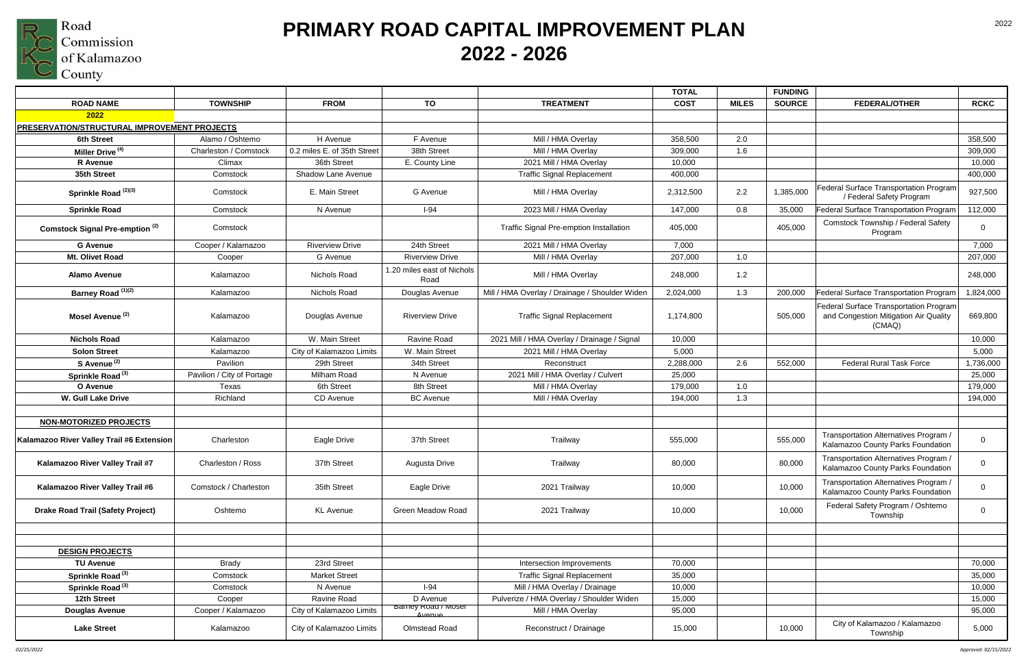Road Commission of Kalamazoo County

# PRIMARY ROAD CAPITAL IMPROVEMENT PLAN 2022 - 2026

| ROAD NAME | TOWNSHIP | FROM | TO | TREATMENT | TOTAL COST | MILES | FUNDING SOURCE | FEDERAL/OTHER | RCKC |
|---|---|---|---|---|---|---|---|---|---|
| **2022** | | | | | | | | | |
| **PRESERVATION/STRUCTURAL IMPROVEMENT PROJECTS** | | | | | | | | | |
| **6th Street** | Alamo / Oshtemo | H Avenue | F Avenue | Mill / HMA Overlay | 358,500 | 2.0 | | | 358,500 |
| **Miller Drive** [4] | Charleston / Comstock | 0.2 miles E. of 35th Street | 38th Street | Mill / HMA Overlay | 309,000 | 1.6 | | | 309,000 |
| **R Avenue** | Climax | 36th Street | E. County Line | 2021 Mill / HMA Overlay | 10,000 | | | | 10,000 |
| **35th Street** | Comstock | Shadow Lane Avenue | | Traffic Signal Replacement | 400,000 | | | | 400,000 |
| **Sprinkle Road** [2][3] | Comstock | E. Main Street | G Avenue | Mill / HMA Overlay | 2,312,500 | 2.2 | 1,385,000 | Federal Surface Transportation Program / Federal Safety Program | 927,500 |
| **Sprinkle Road** | Comstock | N Avenue | I-94 | 2023 Mill / HMA Overlay | 147,000 | 0.8 | 35,000 | Federal Surface Transportation Program | 112,000 |
| **Comstock Signal Pre-emption** [2] | Comstock | | | Traffic Signal Pre-emption Installation | 405,000 | | 405,000 | Comstock Township / Federal Safety Program | 0 |
| **G Avenue** | Cooper / Kalamazoo | Riverview Drive | 24th Street | 2021 Mill / HMA Overlay | 7,000 | | | | 7,000 |
| **Mt. Olivet Road** | Cooper | G Avenue | Riverview Drive | Mill / HMA Overlay | 207,000 | 1.0 | | | 207,000 |
| **Alamo Avenue** | Kalamazoo | Nichols Road | 1.20 miles east of Nichols Road | Mill / HMA Overlay | 248,000 | 1.2 | | | 248,000 |
| **Barney Road** [1][2] | Kalamazoo | Nichols Road | Douglas Avenue | Mill / HMA Overlay / Drainage / Shoulder Widen | 2,024,000 | 1.3 | 200,000 | Federal Surface Transportation Program | 1,824,000 |
| **Mosel Avenue** [2] | Kalamazoo | Douglas Avenue | Riverview Drive | Traffic Signal Replacement | 1,174,800 | | 505,000 | Federal Surface Transportation Program and Congestion Mitigation Air Quality (CMAQ) | 669,800 |
| **Nichols Road** | Kalamazoo | W. Main Street | Ravine Road | 2021 Mill / HMA Overlay / Drainage / Signal | 10,000 | | | | 10,000 |
| **Solon Street** | Kalamazoo | City of Kalamazoo Limits | W. Main Street | 2021 Mill / HMA Overlay | 5,000 | | | | 5,000 |
| **S Avenue** [2] | Pavilion | 29th Street | 34th Street | Reconstruct | 2,288,000 | 2.6 | 552,000 | Federal Rural Task Force | 1,736,000 |
| **Sprinkle Road** [3] | Pavilion / City of Portage | Milham Road | N Avenue | 2021 Mill / HMA Overlay / Culvert | 25,000 | | | | 25,000 |
| **O Avenue** | Texas | 6th Street | 8th Street | Mill / HMA Overlay | 179,000 | 1.0 | | | 179,000 |
| **W. Gull Lake Drive** | Richland | CD Avenue | BC Avenue | Mill / HMA Overlay | 194,000 | 1.3 | | | 194,000 |
| | | | | | | | | | |
| **NON-MOTORIZED PROJECTS** | | | | | | | | | |
| **Kalamazoo River Valley Trail #6 Extension** | Charleston | Eagle Drive | 37th Street | Trailway | 555,000 | | 555,000 | Transportation Alternatives Program / Kalamazoo County Parks Foundation | 0 |
| **Kalamazoo River Valley Trail #7** | Charleston / Ross | 37th Street | Augusta Drive | Trailway | 80,000 | | 80,000 | Transportation Alternatives Program / Kalamazoo County Parks Foundation | 0 |
| **Kalamazoo River Valley Trail #6** | Comstock / Charleston | 35th Street | Eagle Drive | 2021 Trailway | 10,000 | | 10,000 | Transportation Alternatives Program / Kalamazoo County Parks Foundation | 0 |
| **Drake Road Trail (Safety Project)** | Oshtemo | KL Avenue | Green Meadow Road | 2021 Trailway | 10,000 | | 10,000 | Federal Safety Program / Oshtemo Township | 0 |
| | | | | | | | | | |
| | | | | | | | | | |
| **DESIGN PROJECTS** | | | | | | | | | |
| **TU Avenue** | Brady | 23rd Street | | Intersection Improvements | 70,000 | | | | 70,000 |
| **Sprinkle Road** [3] | Comstock | Market Street | | Traffic Signal Replacement | 35,000 | | | | 35,000 |
| **Sprinkle Road** [3] | Comstock | N Avenue | I-94 | Mill / HMA Overlay / Drainage | 10,000 | | | | 10,000 |
| **12th Street** | Cooper | Ravine Road | D Avenue | Pulverize / HMA Overlay / Shoulder Widen | 15,000 | | | | 15,000 |
| **Douglas Avenue** | Cooper / Kalamazoo | City of Kalamazoo Limits | Barney Road / Mosel Avenue | Mill / HMA Overlay | 95,000 | | | | 95,000 |
| **Lake Street** | Kalamazoo | City of Kalamazoo Limits | Olmstead Road | Reconstruct / Drainage | 15,000 | | 10,000 | City of Kalamazoo / Kalamazoo Township | 5,000 |

*02/25/2022* *Approved: 02/15/2022*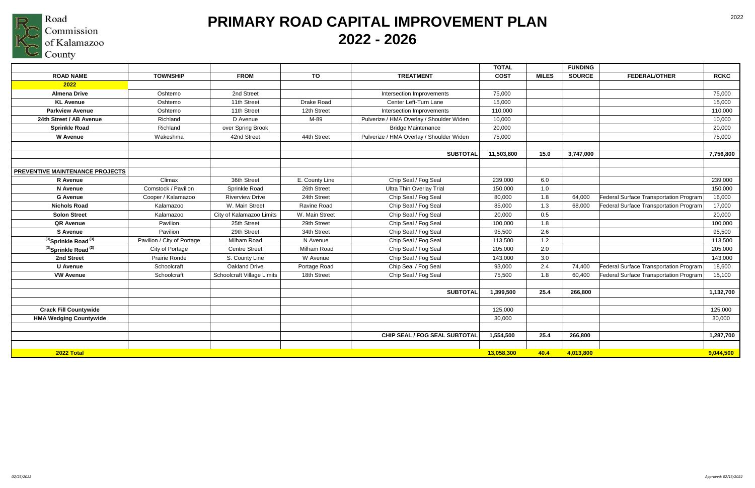Road Commission of Kalamazoo County

# PRIMARY ROAD CAPITAL IMPROVEMENT PLAN
# 2022 - 2026

| ROAD NAME | TOWNSHIP | FROM | TO | TREATMENT | TOTAL COST | MILES | FUNDING SOURCE | FEDERAL/OTHER | RCKC |
|---|---|---|---|---|---|---|---|---|---|
| **2022** | | | | | | | | | |
| **Almena Drive** | Oshtemo | 2nd Street | | Intersection Improvements | 75,000 | | | | 75,000 |
| **KL Avenue** | Oshtemo | 11th Street | Drake Road | Center Left-Turn Lane | 15,000 | | | | 15,000 |
| **Parkview Avenue** | Oshtemo | 11th Street | 12th Street | Intersection Improvements | 110,000 | | | | 110,000 |
| **24th Street / AB Avenue** | Richland | D Avenue | M-89 | Pulverize / HMA Overlay / Shoulder Widen | 10,000 | | | | 10,000 |
| **Sprinkle Road** | Richland | over Spring Brook | | Bridge Maintenance | 20,000 | | | | 20,000 |
| **W Avenue** | Wakeshma | 42nd Street | 44th Street | Pulverize / HMA Overlay / Shoulder Widen | 75,000 | | | | 75,000 |
| | | | | **SUBTOTAL** | **11,503,800** | **15.0** | **3,747,000** | | **7,756,800** |
| **PREVENTIVE MAINTENANCE PROJECTS** | | | | | | | | | |
| **R Avenue** | Climax | 36th Street | E. County Line | Chip Seal / Fog Seal | 239,000 | 6.0 | | | 239,000 |
| **N Avenue** | Comstock / Pavilion | Sprinkle Road | 26th Street | Ultra Thin Overlay Trial | 150,000 | 1.0 | | | 150,000 |
| **G Avenue** | Cooper / Kalamazoo | Riverview Drive | 24th Street | Chip Seal / Fog Seal | 80,000 | 1.8 | 64,000 | Federal Surface Transportation Program | 16,000 |
| **Nichols Road** | Kalamazoo | W. Main Street | Ravine Road | Chip Seal / Fog Seal | 85,000 | 1.3 | 68,000 | Federal Surface Transportation Program | 17,000 |
| **Solon Street** | Kalamazoo | City of Kalamazoo Limits | W. Main Street | Chip Seal / Fog Seal | 20,000 | 0.5 | | | 20,000 |
| **QR Avenue** | Pavilion | 25th Street | 29th Street | Chip Seal / Fog Seal | 100,000 | 1.8 | | | 100,000 |
| **S Avenue** | Pavilion | 29th Street | 34th Street | Chip Seal / Fog Seal | 95,500 | 2.6 | | | 95,500 |
| [(3)]**Sprinkle Road**[(3)] | Pavilion / City of Portage | Milham Road | N Avenue | Chip Seal / Fog Seal | 113,500 | 1.2 | | | 113,500 |
| [(3)]**Sprinkle Road**[(3)] | City of Portage | Centre Street | Milham Road | Chip Seal / Fog Seal | 205,000 | 2.0 | | | 205,000 |
| **2nd Street** | Prairie Ronde | S. County Line | W Avenue | Chip Seal / Fog Seal | 143,000 | 3.0 | | | 143,000 |
| **U Avenue** | Schoolcraft | Oakland Drive | Portage Road | Chip Seal / Fog Seal | 93,000 | 2.4 | 74,400 | Federal Surface Transportation Program | 18,600 |
| **VW Avenue** | Schoolcraft | Schoolcraft Village Limits | 18th Street | Chip Seal / Fog Seal | 75,500 | 1.8 | 60,400 | Federal Surface Transportation Program | 15,100 |
| | | | | **SUBTOTAL** | **1,399,500** | **25.4** | **266,800** | | **1,132,700** |
| **Crack Fill Countywide** | | | | | 125,000 | | | | 125,000 |
| **HMA Wedging Countywide** | | | | | 30,000 | | | | 30,000 |
| | | | | **CHIP SEAL / FOG SEAL SUBTOTAL** | **1,554,500** | **25.4** | **266,800** | | **1,287,700** |
| **2022 Total** | | | | | **13,058,300** | **40.4** | **4,013,800** | | **9,044,500** |

*02/25/2022*

*Approved: 02/15/2022*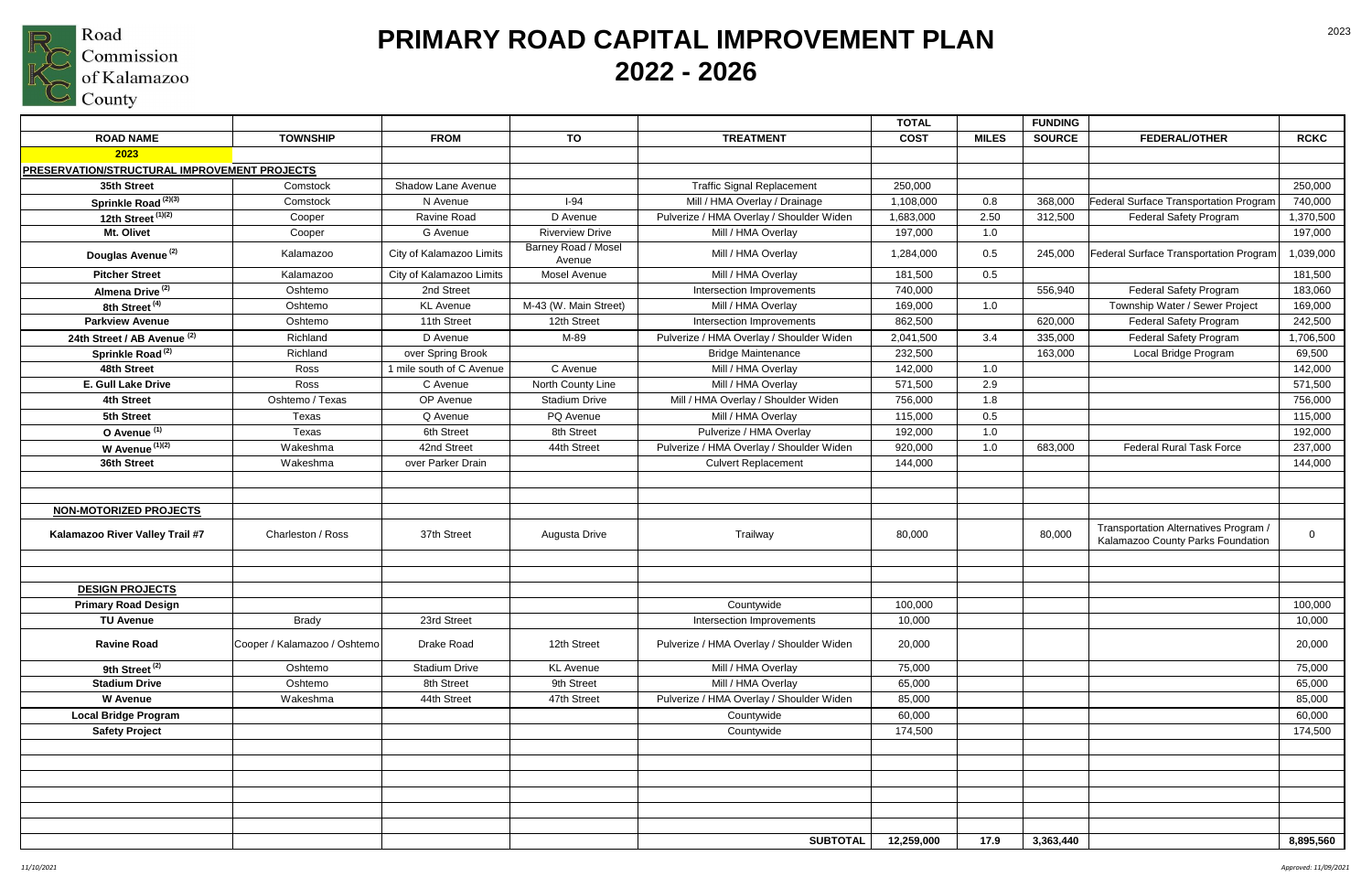Road Commission of Kalamazoo County

# PRIMARY ROAD CAPITAL IMPROVEMENT PLAN
# 2022 - 2026

| ROAD NAME | TOWNSHIP | FROM | TO | TREATMENT | TOTAL COST | MILES | FUNDING SOURCE | FEDERAL/OTHER | RCKC |
|---|---|---|---|---|---|---|---|---|---|
| **2023** | | | | | | | | | |
| **PRESERVATION/STRUCTURAL IMPROVEMENT PROJECTS** | | | | | | | | | |
| **35th Street** | Comstock | Shadow Lane Avenue | | Traffic Signal Replacement | 250,000 | | | | 250,000 |
| **Sprinkle Road** (2)(3) | Comstock | N Avenue | I-94 | Mill / HMA Overlay / Drainage | 1,108,000 | 0.8 | 368,000 | Federal Surface Transportation Program | 740,000 |
| **12th Street** (1)(2) | Cooper | Ravine Road | D Avenue | Pulverize / HMA Overlay / Shoulder Widen | 1,683,000 | 2.50 | 312,500 | Federal Safety Program | 1,370,500 |
| **Mt. Olivet** | Cooper | G Avenue | Riverview Drive | Mill / HMA Overlay | 197,000 | 1.0 | | | 197,000 |
| **Douglas Avenue** (2) | Kalamazoo | City of Kalamazoo Limits | Barney Road / Mosel Avenue | Mill / HMA Overlay | 1,284,000 | 0.5 | 245,000 | Federal Surface Transportation Program | 1,039,000 |
| **Pitcher Street** | Kalamazoo | City of Kalamazoo Limits | Mosel Avenue | Mill / HMA Overlay | 181,500 | 0.5 | | | 181,500 |
| **Almena Drive** (2) | Oshtemo | 2nd Street | | Intersection Improvements | 740,000 | | 556,940 | Federal Safety Program | 183,060 |
| **8th Street** (4) | Oshtemo | KL Avenue | M-43 (W. Main Street) | Mill / HMA Overlay | 169,000 | 1.0 | | Township Water / Sewer Project | 169,000 |
| **Parkview Avenue** | Oshtemo | 11th Street | 12th Street | Intersection Improvements | 862,500 | | 620,000 | Federal Safety Program | 242,500 |
| **24th Street / AB Avenue** (2) | Richland | D Avenue | M-89 | Pulverize / HMA Overlay / Shoulder Widen | 2,041,500 | 3.4 | 335,000 | Federal Safety Program | 1,706,500 |
| **Sprinkle Road** (2) | Richland | over Spring Brook | | Bridge Maintenance | 232,500 | | 163,000 | Local Bridge Program | 69,500 |
| **48th Street** | Ross | 1 mile south of C Avenue | C Avenue | Mill / HMA Overlay | 142,000 | 1.0 | | | 142,000 |
| **E. Gull Lake Drive** | Ross | C Avenue | North County Line | Mill / HMA Overlay | 571,500 | 2.9 | | | 571,500 |
| **4th Street** | Oshtemo / Texas | OP Avenue | Stadium Drive | Mill / HMA Overlay / Shoulder Widen | 756,000 | 1.8 | | | 756,000 |
| **5th Street** | Texas | Q Avenue | PQ Avenue | Mill / HMA Overlay | 115,000 | 0.5 | | | 115,000 |
| **O Avenue** (1) | Texas | 6th Street | 8th Street | Pulverize / HMA Overlay | 192,000 | 1.0 | | | 192,000 |
| **W Avenue** (1)(2) | Wakeshma | 42nd Street | 44th Street | Pulverize / HMA Overlay / Shoulder Widen | 920,000 | 1.0 | 683,000 | Federal Rural Task Force | 237,000 |
| **36th Street** | Wakeshma | over Parker Drain | | Culvert Replacement | 144,000 | | | | 144,000 |
| | | | | | | | | | |
| | | | | | | | | | |
| **NON-MOTORIZED PROJECTS** | | | | | | | | | |
| **Kalamazoo River Valley Trail #7** | Charleston / Ross | 37th Street | Augusta Drive | Trailway | 80,000 | | 80,000 | Transportation Alternatives Program / Kalamazoo County Parks Foundation | 0 |
| | | | | | | | | | |
| | | | | | | | | | |
| **DESIGN PROJECTS** | | | | | | | | | |
| **Primary Road Design** | | | | Countywide | 100,000 | | | | 100,000 |
| **TU Avenue** | Brady | 23rd Street | | Intersection Improvements | 10,000 | | | | 10,000 |
| **Ravine Road** | Cooper / Kalamazoo / Oshtemo | Drake Road | 12th Street | Pulverize / HMA Overlay / Shoulder Widen | 20,000 | | | | 20,000 |
| **9th Street** (2) | Oshtemo | Stadium Drive | KL Avenue | Mill / HMA Overlay | 75,000 | | | | 75,000 |
| **Stadium Drive** | Oshtemo | 8th Street | 9th Street | Mill / HMA Overlay | 65,000 | | | | 65,000 |
| **W Avenue** | Wakeshma | 44th Street | 47th Street | Pulverize / HMA Overlay / Shoulder Widen | 85,000 | | | | 85,000 |
| **Local Bridge Program** | | | | Countywide | 60,000 | | | | 60,000 |
| **Safety Project** | | | | Countywide | 174,500 | | | | 174,500 |
| | | | | | | | | | |
| | | | | | | | | | |
| | | | | | | | | | |
| | | | | | | | | | |
| | | | | | | | | | |
| | | | | | | | | | |
| | | | | **SUBTOTAL** | **12,259,000** | **17.9** | **3,363,440** | | **8,895,560** |

*11/10/2021* *Approved: 11/09/2021*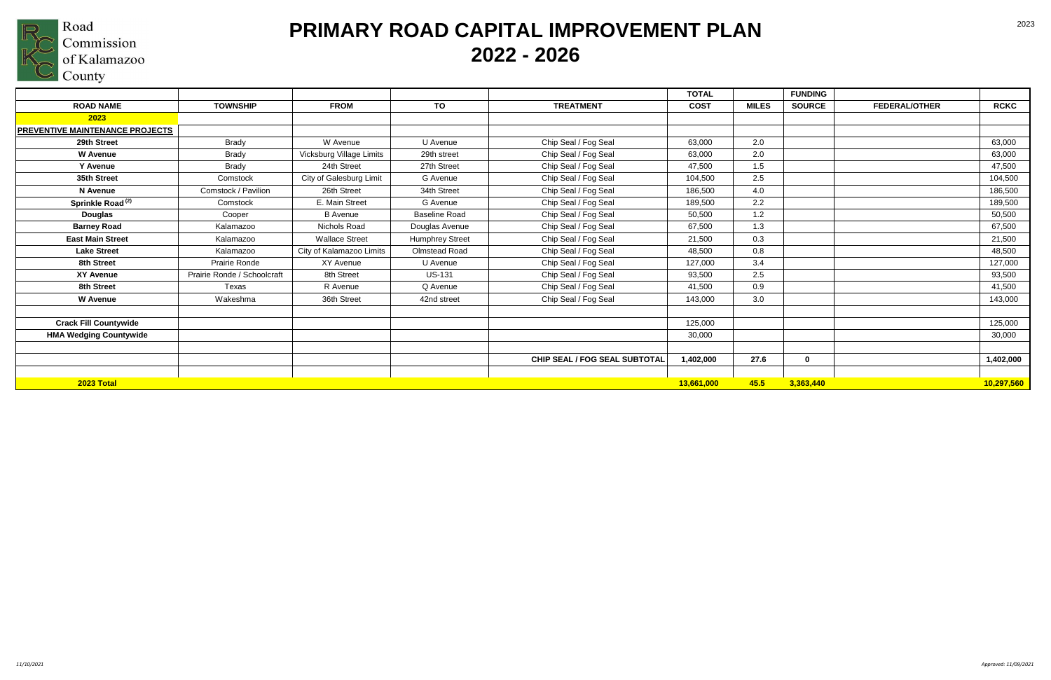Road Commission of Kalamazoo County

# PRIMARY ROAD CAPITAL IMPROVEMENT PLAN 2022 - 2026

2023

| ROAD NAME | TOWNSHIP | FROM | TO | TREATMENT | TOTAL COST | MILES | FUNDING SOURCE | FEDERAL/OTHER | RCKC |
|---|---|---|---|---|---|---|---|---|---|
| **2023** | | | | | | | | | |
| **PREVENTIVE MAINTENANCE PROJECTS** | | | | | | | | | |
| **29th Street** | Brady | W Avenue | U Avenue | Chip Seal / Fog Seal | 63,000 | 2.0 | | | 63,000 |
| **W Avenue** | Brady | Vicksburg Village Limits | 29th street | Chip Seal / Fog Seal | 63,000 | 2.0 | | | 63,000 |
| **Y Avenue** | Brady | 24th Street | 27th Street | Chip Seal / Fog Seal | 47,500 | 1.5 | | | 47,500 |
| **35th Street** | Comstock | City of Galesburg Limit | G Avenue | Chip Seal / Fog Seal | 104,500 | 2.5 | | | 104,500 |
| **N Avenue** | Comstock / Pavilion | 26th Street | 34th Street | Chip Seal / Fog Seal | 186,500 | 4.0 | | | 186,500 |
| **Sprinkle Road (2)** | Comstock | E. Main Street | G Avenue | Chip Seal / Fog Seal | 189,500 | 2.2 | | | 189,500 |
| **Douglas** | Cooper | B Avenue | Baseline Road | Chip Seal / Fog Seal | 50,500 | 1.2 | | | 50,500 |
| **Barney Road** | Kalamazoo | Nichols Road | Douglas Avenue | Chip Seal / Fog Seal | 67,500 | 1.3 | | | 67,500 |
| **East Main Street** | Kalamazoo | Wallace Street | Humphrey Street | Chip Seal / Fog Seal | 21,500 | 0.3 | | | 21,500 |
| **Lake Street** | Kalamazoo | City of Kalamazoo Limits | Olmstead Road | Chip Seal / Fog Seal | 48,500 | 0.8 | | | 48,500 |
| **8th Street** | Prairie Ronde | XY Avenue | U Avenue | Chip Seal / Fog Seal | 127,000 | 3.4 | | | 127,000 |
| **XY Avenue** | Prairie Ronde / Schoolcraft | 8th Street | US-131 | Chip Seal / Fog Seal | 93,500 | 2.5 | | | 93,500 |
| **8th Street** | Texas | R Avenue | Q Avenue | Chip Seal / Fog Seal | 41,500 | 0.9 | | | 41,500 |
| **W Avenue** | Wakeshma | 36th Street | 42nd street | Chip Seal / Fog Seal | 143,000 | 3.0 | | | 143,000 |
| | | | | | | | | | |
| **Crack Fill Countywide** | | | | | 125,000 | | | | 125,000 |
| **HMA Wedging Countywide** | | | | | 30,000 | | | | 30,000 |
| | | | | | | | | | |
| | | | | **CHIP SEAL / FOG SEAL SUBTOTAL** | **1,402,000** | **27.6** | **0** | | **1,402,000** |
| | | | | | | | | | |
| **2023 Total** | | | | | **13,661,000** | **45.5** | **3,363,440** | | **10,297,560** |

*11/10/2021*

*Approved: 11/09/2021*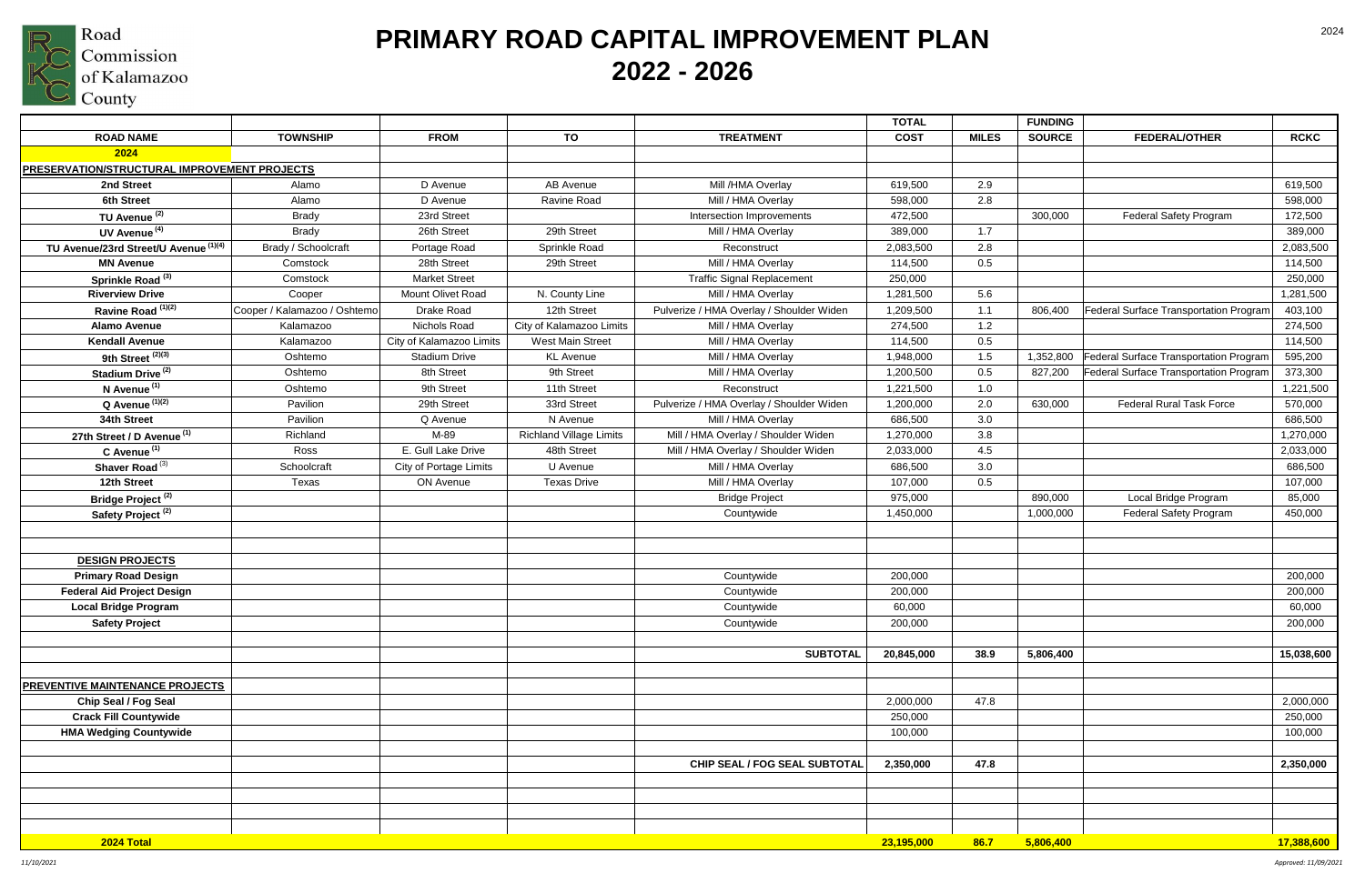Road Commission of Kalamazoo County

# PRIMARY ROAD CAPITAL IMPROVEMENT PLAN
# 2022 - 2026

| ROAD NAME | TOWNSHIP | FROM | TO | TREATMENT | TOTAL COST | MILES | FUNDING SOURCE | FEDERAL/OTHER | RCKC |
|---|---|---|---|---|---|---|---|---|---|
| **2024** | | | | | | | | | |
| **PRESERVATION/STRUCTURAL IMPROVEMENT PROJECTS** | | | | | | | | | |
| **2nd Street** | Alamo | D Avenue | AB Avenue | Mill /HMA Overlay | 619,500 | 2.9 | | | 619,500 |
| **6th Street** | Alamo | D Avenue | Ravine Road | Mill / HMA Overlay | 598,000 | 2.8 | | | 598,000 |
| **TU Avenue** [2] | Brady | 23rd Street | | Intersection Improvements | 472,500 | | 300,000 | Federal Safety Program | 172,500 |
| **UV Avenue** [4] | Brady | 26th Street | 29th Street | Mill / HMA Overlay | 389,000 | 1.7 | | | 389,000 |
| **TU Avenue/23rd Street/U Avenue** [1][4] | Brady / Schoolcraft | Portage Road | Sprinkle Road | Reconstruct | 2,083,500 | 2.8 | | | 2,083,500 |
| **MN Avenue** | Comstock | 28th Street | 29th Street | Mill / HMA Overlay | 114,500 | 0.5 | | | 114,500 |
| **Sprinkle Road** [3] | Comstock | Market Street | | Traffic Signal Replacement | 250,000 | | | | 250,000 |
| **Riverview Drive** | Cooper | Mount Olivet Road | N. County Line | Mill / HMA Overlay | 1,281,500 | 5.6 | | | 1,281,500 |
| **Ravine Road** [1][2] | Cooper / Kalamazoo / Oshtemo | Drake Road | 12th Street | Pulverize / HMA Overlay / Shoulder Widen | 1,209,500 | 1.1 | 806,400 | Federal Surface Transportation Program | 403,100 |
| **Alamo Avenue** | Kalamazoo | Nichols Road | City of Kalamazoo Limits | Mill / HMA Overlay | 274,500 | 1.2 | | | 274,500 |
| **Kendall Avenue** | Kalamazoo | City of Kalamazoo Limits | West Main Street | Mill / HMA Overlay | 114,500 | 0.5 | | | 114,500 |
| **9th Street** [2][3] | Oshtemo | Stadium Drive | KL Avenue | Mill / HMA Overlay | 1,948,000 | 1.5 | 1,352,800 | Federal Surface Transportation Program | 595,200 |
| **Stadium Drive** [2] | Oshtemo | 8th Street | 9th Street | Mill / HMA Overlay | 1,200,500 | 0.5 | 827,200 | Federal Surface Transportation Program | 373,300 |
| **N Avenue** [1] | Oshtemo | 9th Street | 11th Street | Reconstruct | 1,221,500 | 1.0 | | | 1,221,500 |
| **Q Avenue** [1][2] | Pavilion | 29th Street | 33rd Street | Pulverize / HMA Overlay / Shoulder Widen | 1,200,000 | 2.0 | 630,000 | Federal Rural Task Force | 570,000 |
| **34th Street** | Pavilion | Q Avenue | N Avenue | Mill / HMA Overlay | 686,500 | 3.0 | | | 686,500 |
| **27th Street / D Avenue** [1] | Richland | M-89 | Richland Village Limits | Mill / HMA Overlay / Shoulder Widen | 1,270,000 | 3.8 | | | 1,270,000 |
| **C Avenue** [1] | Ross | E. Gull Lake Drive | 48th Street | Mill / HMA Overlay / Shoulder Widen | 2,033,000 | 4.5 | | | 2,033,000 |
| **Shaver Road** [3] | Schoolcraft | City of Portage Limits | U Avenue | Mill / HMA Overlay | 686,500 | 3.0 | | | 686,500 |
| **12th Street** | Texas | ON Avenue | Texas Drive | Mill / HMA Overlay | 107,000 | 0.5 | | | 107,000 |
| **Bridge Project** [2] | | | | Bridge Project | 975,000 | | 890,000 | Local Bridge Program | 85,000 |
| **Safety Project** [2] | | | | Countywide | 1,450,000 | | 1,000,000 | Federal Safety Program | 450,000 |
| | | | | | | | | | |
| **DESIGN PROJECTS** | | | | | | | | | |
| **Primary Road Design** | | | | Countywide | 200,000 | | | | 200,000 |
| **Federal Aid Project Design** | | | | Countywide | 200,000 | | | | 200,000 |
| **Local Bridge Program** | | | | Countywide | 60,000 | | | | 60,000 |
| **Safety Project** | | | | Countywide | 200,000 | | | | 200,000 |
| | | | | **SUBTOTAL** | **20,845,000** | **38.9** | **5,806,400** | | **15,038,600** |
| **PREVENTIVE MAINTENANCE PROJECTS** | | | | | | | | | |
| **Chip Seal / Fog Seal** | | | | | 2,000,000 | 47.8 | | | 2,000,000 |
| **Crack Fill Countywide** | | | | | 250,000 | | | | 250,000 |
| **HMA Wedging Countywide** | | | | | 100,000 | | | | 100,000 |
| | | | | **CHIP SEAL / FOG SEAL SUBTOTAL** | **2,350,000** | **47.8** | | | **2,350,000** |
| **2024 Total** | | | | | **23,195,000** | **86.7** | **5,806,400** | | **17,388,600** |

*11/10/2021*

*Approved: 11/09/2021*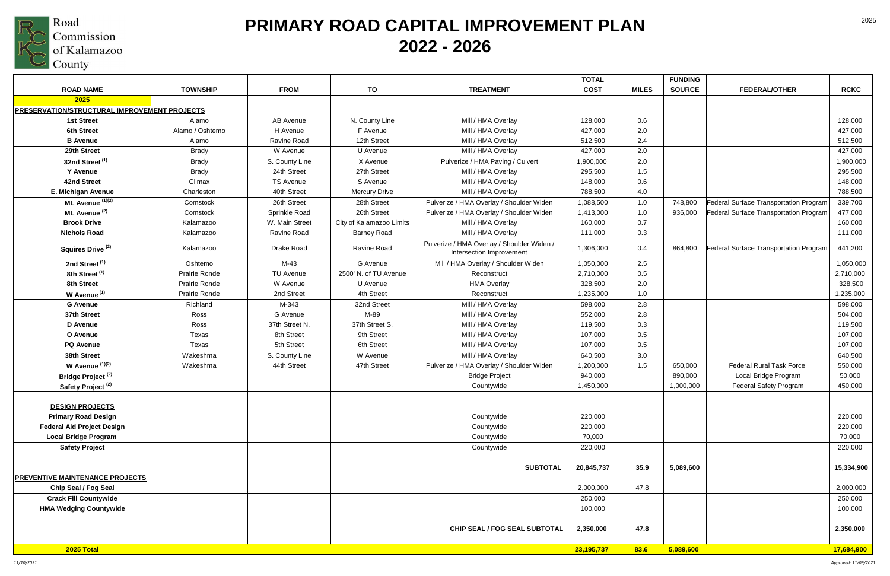Road Commission of Kalamazoo County

# PRIMARY ROAD CAPITAL IMPROVEMENT PLAN
# 2022 - 2026

2025

| ROAD NAME | TOWNSHIP | FROM | TO | TREATMENT | TOTAL COST | MILES | FUNDING SOURCE | FEDERAL/OTHER | RCKC |
|---|---|---|---|---|---|---|---|---|---|
| **2025** | | | | | | | | | |
| **PRESERVATION/STRUCTURAL IMPROVEMENT PROJECTS** | | | | | | | | | |
| **1st Street** | Alamo | AB Avenue | N. County Line | Mill / HMA Overlay | 128,000 | 0.6 | | | 128,000 |
| **6th Street** | Alamo / Oshtemo | H Avenue | F Avenue | Mill / HMA Overlay | 427,000 | 2.0 | | | 427,000 |
| **B Avenue** | Alamo | Ravine Road | 12th Street | Mill / HMA Overlay | 512,500 | 2.4 | | | 512,500 |
| **29th Street** | Brady | W Avenue | U Avenue | Mill / HMA Overlay | 427,000 | 2.0 | | | 427,000 |
| **32nd Street** (1) | Brady | S. County Line | X Avenue | Pulverize / HMA Paving / Culvert | 1,900,000 | 2.0 | | | 1,900,000 |
| **Y Avenue** | Brady | 24th Street | 27th Street | Mill / HMA Overlay | 295,500 | 1.5 | | | 295,500 |
| **42nd Street** | Climax | TS Avenue | S Avenue | Mill / HMA Overlay | 148,000 | 0.6 | | | 148,000 |
| **E. Michigan Avenue** | Charleston | 40th Street | Mercury Drive | Mill / HMA Overlay | 788,500 | 4.0 | | | 788,500 |
| **ML Avenue** (1)(2) | Comstock | 26th Street | 28th Street | Pulverize / HMA Overlay / Shoulder Widen | 1,088,500 | 1.0 | 748,800 | Federal Surface Transportation Program | 339,700 |
| **ML Avenue** (2) | Comstock | Sprinkle Road | 26th Street | Pulverize / HMA Overlay / Shoulder Widen | 1,413,000 | 1.0 | 936,000 | Federal Surface Transportation Program | 477,000 |
| **Brook Drive** | Kalamazoo | W. Main Street | City of Kalamazoo Limits | Mill / HMA Overlay | 160,000 | 0.7 | | | 160,000 |
| **Nichols Road** | Kalamazoo | Ravine Road | Barney Road | Mill / HMA Overlay | 111,000 | 0.3 | | | 111,000 |
| **Squires Drive** (2) | Kalamazoo | Drake Road | Ravine Road | Pulverize / HMA Overlay / Shoulder Widen / Intersection Improvement | 1,306,000 | 0.4 | 864,800 | Federal Surface Transportation Program | 441,200 |
| **2nd Street** (1) | Oshtemo | M-43 | G Avenue | Mill / HMA Overlay / Shoulder Widen | 1,050,000 | 2.5 | | | 1,050,000 |
| **8th Street** (1) | Prairie Ronde | TU Avenue | 2500' N. of TU Avenue | Reconstruct | 2,710,000 | 0.5 | | | 2,710,000 |
| **8th Street** | Prairie Ronde | W Avenue | U Avenue | HMA Overlay | 328,500 | 2.0 | | | 328,500 |
| **W Avenue** (1) | Prairie Ronde | 2nd Street | 4th Street | Reconstruct | 1,235,000 | 1.0 | | | 1,235,000 |
| **G Avenue** | Richland | M-343 | 32nd Street | Mill / HMA Overlay | 598,000 | 2.8 | | | 598,000 |
| **37th Street** | Ross | G Avenue | M-89 | Mill / HMA Overlay | 552,000 | 2.8 | | | 504,000 |
| **D Avenue** | Ross | 37th Street N. | 37th Street S. | Mill / HMA Overlay | 119,500 | 0.3 | | | 119,500 |
| **O Avenue** | Texas | 8th Street | 9th Street | Mill / HMA Overlay | 107,000 | 0.5 | | | 107,000 |
| **PQ Avenue** | Texas | 5th Street | 6th Street | Mill / HMA Overlay | 107,000 | 0.5 | | | 107,000 |
| **38th Street** | Wakeshma | S. County Line | W Avenue | Mill / HMA Overlay | 640,500 | 3.0 | | | 640,500 |
| **W Avenue** (1)(2) | Wakeshma | 44th Street | 47th Street | Pulverize / HMA Overlay / Shoulder Widen | 1,200,000 | 1.5 | 650,000 | Federal Rural Task Force | 550,000 |
| **Bridge Project** (2) | | | | Bridge Project | 940,000 | | 890,000 | Local Bridge Program | 50,000 |
| **Safety Project** (2) | | | | Countywide | 1,450,000 | | 1,000,000 | Federal Safety Program | 450,000 |
| | | | | | | | | | |
| **DESIGN PROJECTS** | | | | | | | | | |
| **Primary Road Design** | | | | Countywide | 220,000 | | | | 220,000 |
| **Federal Aid Project Design** | | | | Countywide | 220,000 | | | | 220,000 |
| **Local Bridge Program** | | | | Countywide | 70,000 | | | | 70,000 |
| **Safety Project** | | | | Countywide | 220,000 | | | | 220,000 |
| | | | | | | | | | |
| | | | | **SUBTOTAL** | **20,845,737** | **35.9** | **5,089,600** | | **15,334,900** |
| **PREVENTIVE MAINTENANCE PROJECTS** | | | | | | | | | |
| **Chip Seal / Fog Seal** | | | | | 2,000,000 | 47.8 | | | 2,000,000 |
| **Crack Fill Countywide** | | | | | 250,000 | | | | 250,000 |
| **HMA Wedging Countywide** | | | | | 100,000 | | | | 100,000 |
| | | | | | | | | | |
| | | | | **CHIP SEAL / FOG SEAL SUBTOTAL** | **2,350,000** | **47.8** | | | **2,350,000** |
| | | | | | | | | | |
| **2025 Total** | | | | | **23,195,737** | **83.6** | **5,089,600** | | **17,684,900** |

*11/10/2021*

*Approved: 11/09/2021*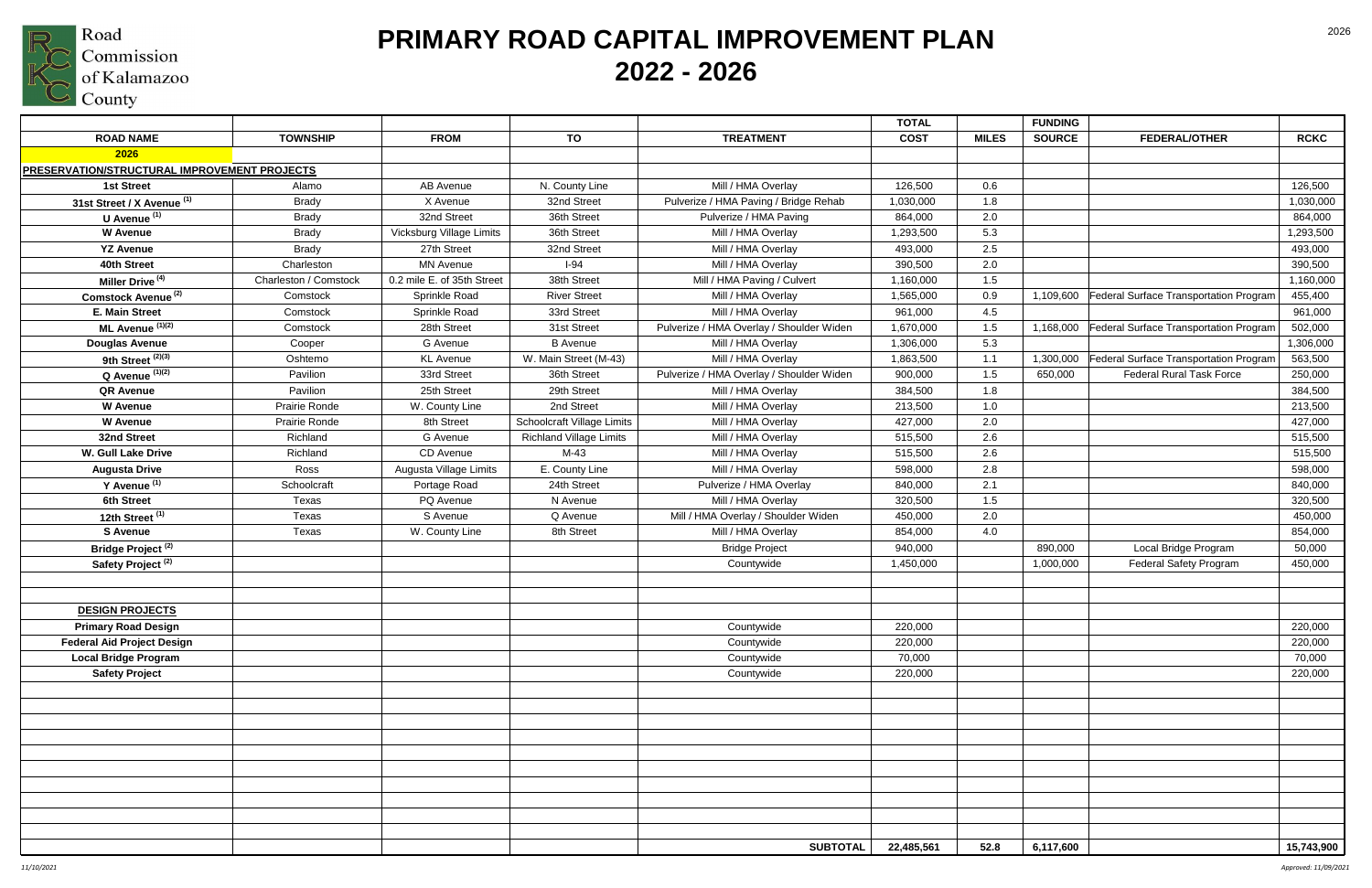Road Commission of Kalamazoo County

# PRIMARY ROAD CAPITAL IMPROVEMENT PLAN 2022 - 2026

| ROAD NAME | TOWNSHIP | FROM | TO | TREATMENT | TOTAL COST | MILES | FUNDING SOURCE | FEDERAL/OTHER | RCKC |
|---|---|---|---|---|---|---|---|---|---|
| **2026** | | | | | | | | | |
| **PRESERVATION/STRUCTURAL IMPROVEMENT PROJECTS** | | | | | | | | | |
| **1st Street** | Alamo | AB Avenue | N. County Line | Mill / HMA Overlay | 126,500 | 0.6 | | | 126,500 |
| **31st Street / X Avenue** [(1)] | Brady | X Avenue | 32nd Street | Pulverize / HMA Paving / Bridge Rehab | 1,030,000 | 1.8 | | | 1,030,000 |
| **U Avenue** [(1)] | Brady | 32nd Street | 36th Street | Pulverize / HMA Paving | 864,000 | 2.0 | | | 864,000 |
| **W Avenue** | Brady | Vicksburg Village Limits | 36th Street | Mill / HMA Overlay | 1,293,500 | 5.3 | | | 1,293,500 |
| **YZ Avenue** | Brady | 27th Street | 32nd Street | Mill / HMA Overlay | 493,000 | 2.5 | | | 493,000 |
| **40th Street** | Charleston | MN Avenue | I-94 | Mill / HMA Overlay | 390,500 | 2.0 | | | 390,500 |
| **Miller Drive** [(4)] | Charleston / Comstock | 0.2 mile E. of 35th Street | 38th Street | Mill / HMA Paving / Culvert | 1,160,000 | 1.5 | | | 1,160,000 |
| **Comstock Avenue** [(2)] | Comstock | Sprinkle Road | River Street | Mill / HMA Overlay | 1,565,000 | 0.9 | 1,109,600 | Federal Surface Transportation Program | 455,400 |
| **E. Main Street** | Comstock | Sprinkle Road | 33rd Street | Mill / HMA Overlay | 961,000 | 4.5 | | | 961,000 |
| **ML Avenue** [(1)(2)] | Comstock | 28th Street | 31st Street | Pulverize / HMA Overlay / Shoulder Widen | 1,670,000 | 1.5 | 1,168,000 | Federal Surface Transportation Program | 502,000 |
| **Douglas Avenue** | Cooper | G Avenue | B Avenue | Mill / HMA Overlay | 1,306,000 | 5.3 | | | 1,306,000 |
| **9th Street** [(2)(3)] | Oshtemo | KL Avenue | W. Main Street (M-43) | Mill / HMA Overlay | 1,863,500 | 1.1 | 1,300,000 | Federal Surface Transportation Program | 563,500 |
| **Q Avenue** [(1)(2)] | Pavilion | 33rd Street | 36th Street | Pulverize / HMA Overlay / Shoulder Widen | 900,000 | 1.5 | 650,000 | Federal Rural Task Force | 250,000 |
| **QR Avenue** | Pavilion | 25th Street | 29th Street | Mill / HMA Overlay | 384,500 | 1.8 | | | 384,500 |
| **W Avenue** | Prairie Ronde | W. County Line | 2nd Street | Mill / HMA Overlay | 213,500 | 1.0 | | | 213,500 |
| **W Avenue** | Prairie Ronde | 8th Street | Schoolcraft Village Limits | Mill / HMA Overlay | 427,000 | 2.0 | | | 427,000 |
| **32nd Street** | Richland | G Avenue | Richland Village Limits | Mill / HMA Overlay | 515,500 | 2.6 | | | 515,500 |
| **W. Gull Lake Drive** | Richland | CD Avenue | M-43 | Mill / HMA Overlay | 515,500 | 2.6 | | | 515,500 |
| **Augusta Drive** | Ross | Augusta Village Limits | E. County Line | Mill / HMA Overlay | 598,000 | 2.8 | | | 598,000 |
| **Y Avenue** [(1)] | Schoolcraft | Portage Road | 24th Street | Pulverize / HMA Overlay | 840,000 | 2.1 | | | 840,000 |
| **6th Street** | Texas | PQ Avenue | N Avenue | Mill / HMA Overlay | 320,500 | 1.5 | | | 320,500 |
| **12th Street** [(1)] | Texas | S Avenue | Q Avenue | Mill / HMA Overlay / Shoulder Widen | 450,000 | 2.0 | | | 450,000 |
| **S Avenue** | Texas | W. County Line | 8th Street | Mill / HMA Overlay | 854,000 | 4.0 | | | 854,000 |
| **Bridge Project** [(2)] | | | | Bridge Project | 940,000 | | 890,000 | Local Bridge Program | 50,000 |
| **Safety Project** [(2)] | | | | Countywide | 1,450,000 | | 1,000,000 | Federal Safety Program | 450,000 |
| **DESIGN PROJECTS** | | | | | | | | | |
| **Primary Road Design** | | | | Countywide | 220,000 | | | | 220,000 |
| **Federal Aid Project Design** | | | | Countywide | 220,000 | | | | 220,000 |
| **Local Bridge Program** | | | | Countywide | 70,000 | | | | 70,000 |
| **Safety Project** | | | | Countywide | 220,000 | | | | 220,000 |
| | | | | **SUBTOTAL** | **22,485,561** | **52.8** | **6,117,600** | | **15,743,900** |

*11/10/2021* *Approved: 11/09/2021*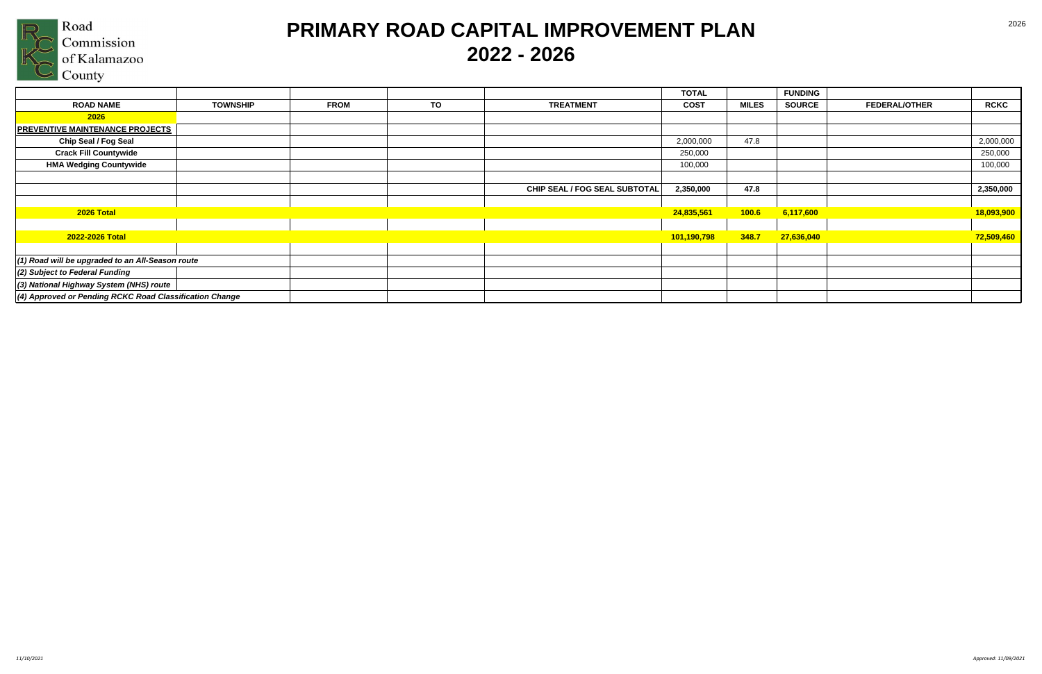Road Commission of Kalamazoo County

# PRIMARY ROAD CAPITAL IMPROVEMENT PLAN
# 2022 - 2026

| | | | | | TOTAL | | FUNDING | | |
|---|---|---|---|---|---|---|---|---|---|
| **ROAD NAME** | **TOWNSHIP** | **FROM** | **TO** | **TREATMENT** | **COST** | **MILES** | **SOURCE** | **FEDERAL/OTHER** | **RCKC** |
| **2026** | | | | | | | | | |
| **PREVENTIVE MAINTENANCE PROJECTS** | | | | | | | | | |
| **Chip Seal / Fog Seal** | | | | | 2,000,000 | 47.8 | | | 2,000,000 |
| **Crack Fill Countywide** | | | | | 250,000 | | | | 250,000 |
| **HMA Wedging Countywide** | | | | | 100,000 | | | | 100,000 |
| | | | | | | | | | |
| | | | | **CHIP SEAL / FOG SEAL SUBTOTAL** | **2,350,000** | **47.8** | | | **2,350,000** |
| | | | | | | | | | |
| **2026 Total** | | | | | **24,835,561** | **100.6** | **6,117,600** | | **18,093,900** |
| | | | | | | | | | |
| **2022-2026 Total** | | | | | **101,190,798** | **348.7** | **27,636,040** | | **72,509,460** |
| | | | | | | | | | |
| *(1) Road will be upgraded to an All-Season route* | | | | | | | | | |
| *(2) Subject to Federal Funding* | | | | | | | | | |
| *(3) National Highway System (NHS) route* | | | | | | | | | |
| *(4) Approved or Pending RCKC Road Classification Change* | | | | | | | | | |

*11/10/2021*

*Approved: 11/09/2021*